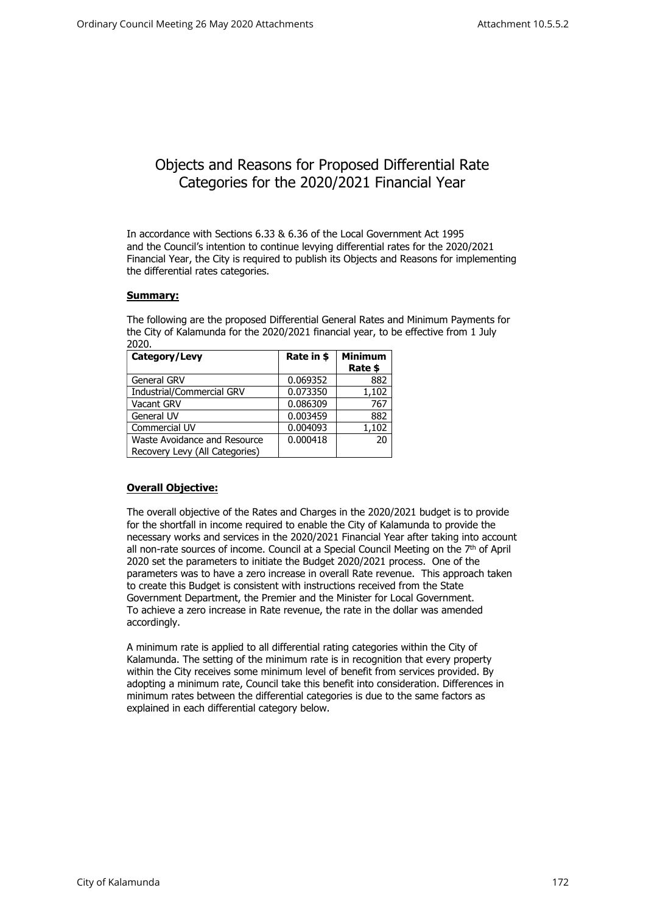# Objects and Reasons for Proposed Differential Rate Categories for the 2020/2021 Financial Year

In accordance with Sections 6.33 & 6.36 of the Local Government Act 1995 and the Council's intention to continue levying differential rates for the 2020/2021 Financial Year, the City is required to publish its Objects and Reasons for implementing the differential rates categories.

**Summary:**

The following are the proposed Differential General Rates and Minimum Payments for the City of Kalamunda for the 2020/2021 financial year, to be effective from 1 July 2020.

| Category/Levy | Rate in $ | Minimum Rate $ |
|---|---|---|
| General GRV | 0.069352 | 882 |
| Industrial/Commercial GRV | 0.073350 | 1,102 |
| Vacant GRV | 0.086309 | 767 |
| General UV | 0.003459 | 882 |
| Commercial UV | 0.004093 | 1,102 |
| Waste Avoidance and Resource Recovery Levy (All Categories) | 0.000418 | 20 |

**Overall Objective:**

The overall objective of the Rates and Charges in the 2020/2021 budget is to provide for the shortfall in income required to enable the City of Kalamunda to provide the necessary works and services in the 2020/2021 Financial Year after taking into account all non-rate sources of income. Council at a Special Council Meeting on the 7th of April 2020 set the parameters to initiate the Budget 2020/2021 process. One of the parameters was to have a zero increase in overall Rate revenue. This approach taken to create this Budget is consistent with instructions received from the State Government Department, the Premier and the Minister for Local Government. To achieve a zero increase in Rate revenue, the rate in the dollar was amended accordingly.

A minimum rate is applied to all differential rating categories within the City of Kalamunda. The setting of the minimum rate is in recognition that every property within the City receives some minimum level of benefit from services provided. By adopting a minimum rate, Council take this benefit into consideration. Differences in minimum rates between the differential categories is due to the same factors as explained in each differential category below.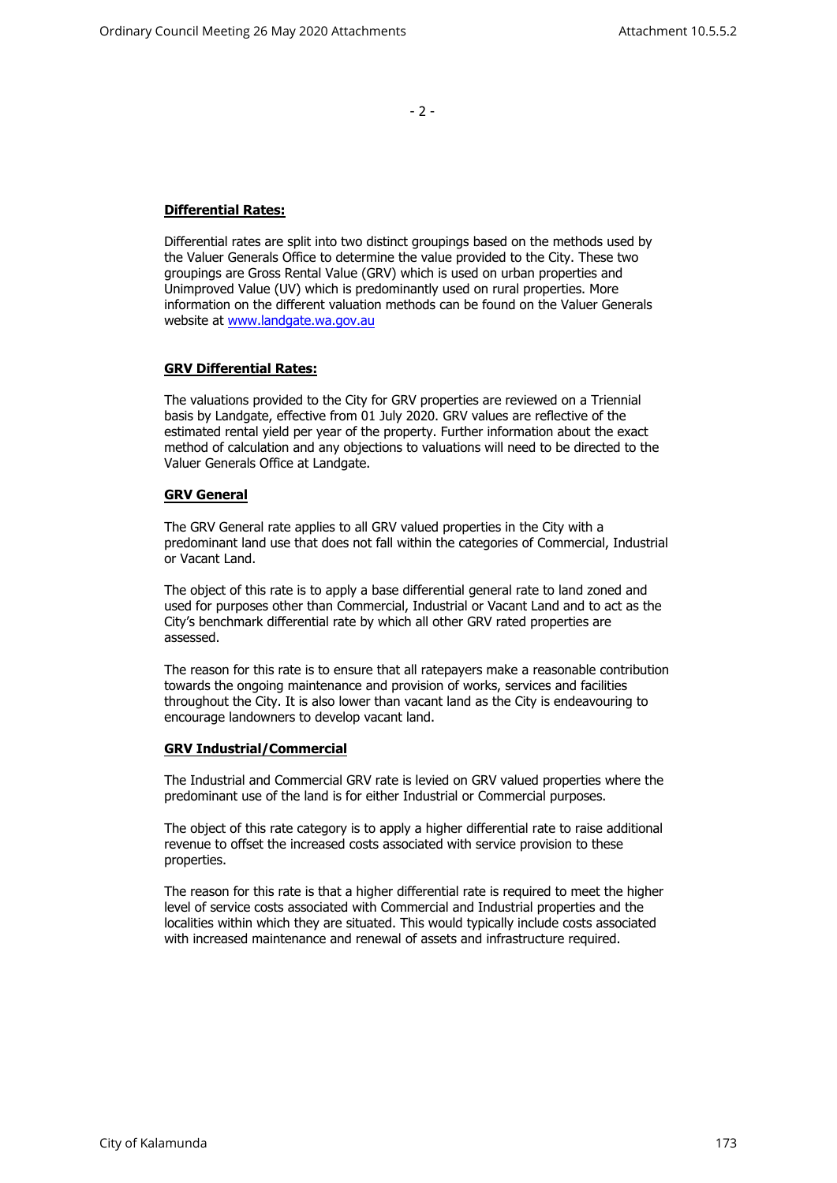## **Differential Rates:**

Differential rates are split into two distinct groupings based on the methods used by the Valuer Generals Office to determine the value provided to the City. These two groupings are Gross Rental Value (GRV) which is used on urban properties and Unimproved Value (UV) which is predominantly used on rural properties. More information on the different valuation methods can be found on the Valuer Generals website at www.landgate.wa.gov.au

## **GRV Differential Rates:**

The valuations provided to the City for GRV properties are reviewed on a Triennial basis by Landgate, effective from 01 July 2020. GRV values are reflective of the estimated rental yield per year of the property. Further information about the exact method of calculation and any objections to valuations will need to be directed to the Valuer Generals Office at Landgate.

### **GRV General**

The GRV General rate applies to all GRV valued properties in the City with a predominant land use that does not fall within the categories of Commercial, Industrial or Vacant Land.

The object of this rate is to apply a base differential general rate to land zoned and used for purposes other than Commercial, Industrial or Vacant Land and to act as the City's benchmark differential rate by which all other GRV rated properties are assessed.

The reason for this rate is to ensure that all ratepayers make a reasonable contribution towards the ongoing maintenance and provision of works, services and facilities throughout the City. It is also lower than vacant land as the City is endeavouring to encourage landowners to develop vacant land.

### **GRV Industrial/Commercial**

The Industrial and Commercial GRV rate is levied on GRV valued properties where the predominant use of the land is for either Industrial or Commercial purposes.

The object of this rate category is to apply a higher differential rate to raise additional revenue to offset the increased costs associated with service provision to these properties.

The reason for this rate is that a higher differential rate is required to meet the higher level of service costs associated with Commercial and Industrial properties and the localities within which they are situated. This would typically include costs associated with increased maintenance and renewal of assets and infrastructure required.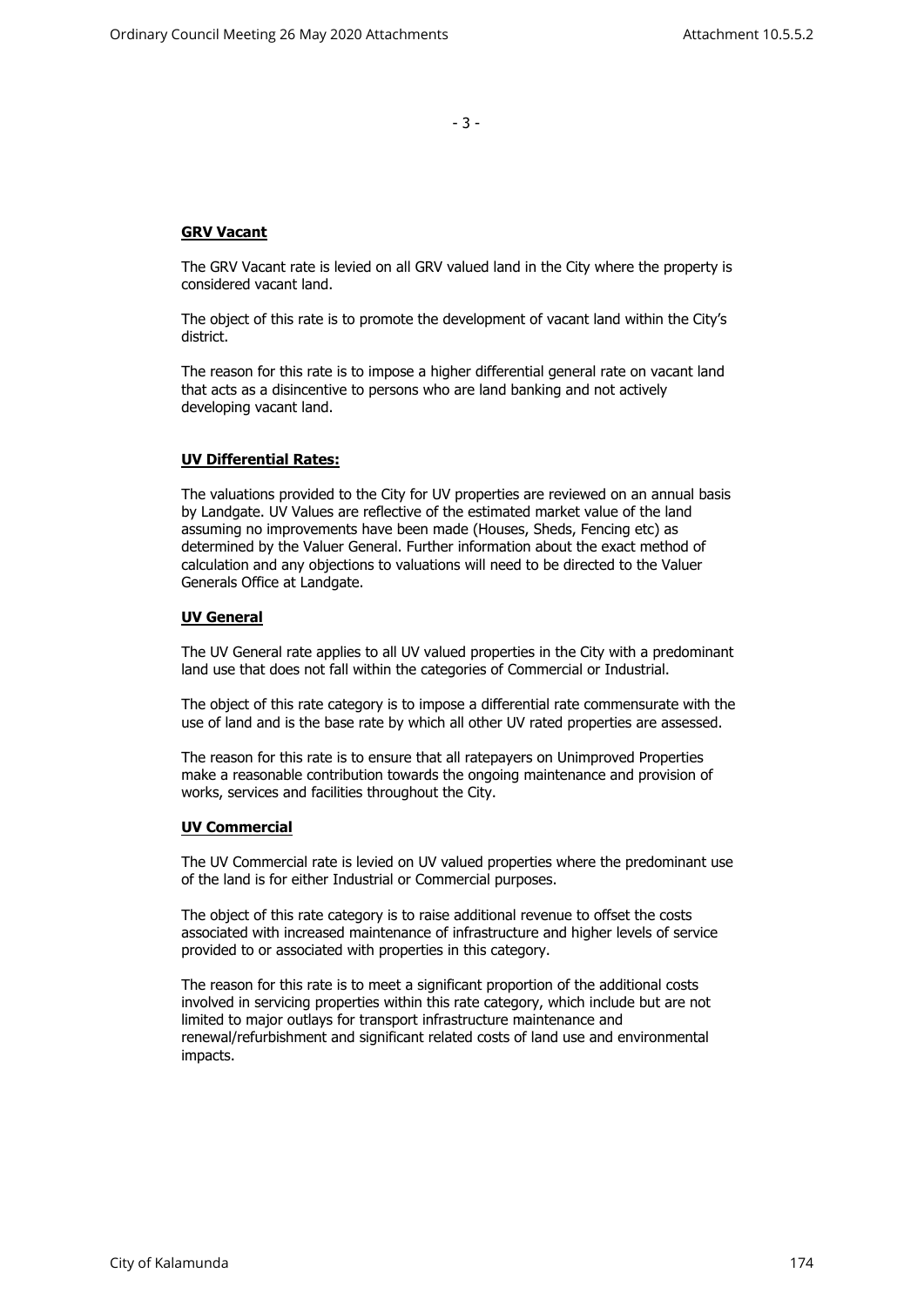**GRV Vacant**

The GRV Vacant rate is levied on all GRV valued land in the City where the property is considered vacant land.

The object of this rate is to promote the development of vacant land within the City's district.

The reason for this rate is to impose a higher differential general rate on vacant land that acts as a disincentive to persons who are land banking and not actively developing vacant land.

**UV Differential Rates:**

The valuations provided to the City for UV properties are reviewed on an annual basis by Landgate. UV Values are reflective of the estimated market value of the land assuming no improvements have been made (Houses, Sheds, Fencing etc) as determined by the Valuer General. Further information about the exact method of calculation and any objections to valuations will need to be directed to the Valuer Generals Office at Landgate.

**UV General**

The UV General rate applies to all UV valued properties in the City with a predominant land use that does not fall within the categories of Commercial or Industrial.

The object of this rate category is to impose a differential rate commensurate with the use of land and is the base rate by which all other UV rated properties are assessed.

The reason for this rate is to ensure that all ratepayers on Unimproved Properties make a reasonable contribution towards the ongoing maintenance and provision of works, services and facilities throughout the City.

**UV Commercial**

The UV Commercial rate is levied on UV valued properties where the predominant use of the land is for either Industrial or Commercial purposes.

The object of this rate category is to raise additional revenue to offset the costs associated with increased maintenance of infrastructure and higher levels of service provided to or associated with properties in this category.

The reason for this rate is to meet a significant proportion of the additional costs involved in servicing properties within this rate category, which include but are not limited to major outlays for transport infrastructure maintenance and renewal/refurbishment and significant related costs of land use and environmental impacts.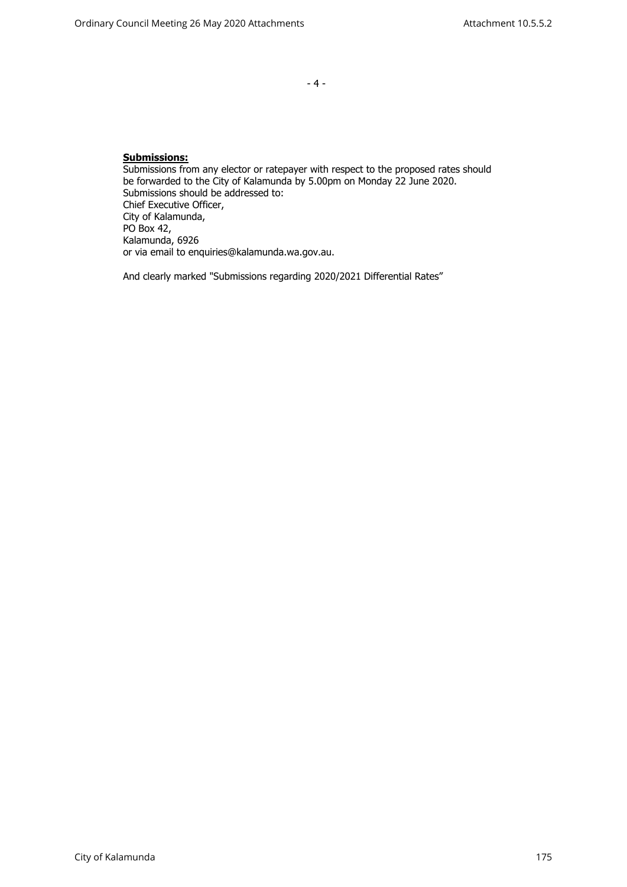**Submissions:**

Submissions from any elector or ratepayer with respect to the proposed rates should be forwarded to the City of Kalamunda by 5.00pm on Monday 22 June 2020.
Submissions should be addressed to:
Chief Executive Officer,
City of Kalamunda,
PO Box 42,
Kalamunda, 6926
or via email to enquiries@kalamunda.wa.gov.au.

And clearly marked "Submissions regarding 2020/2021 Differential Rates"